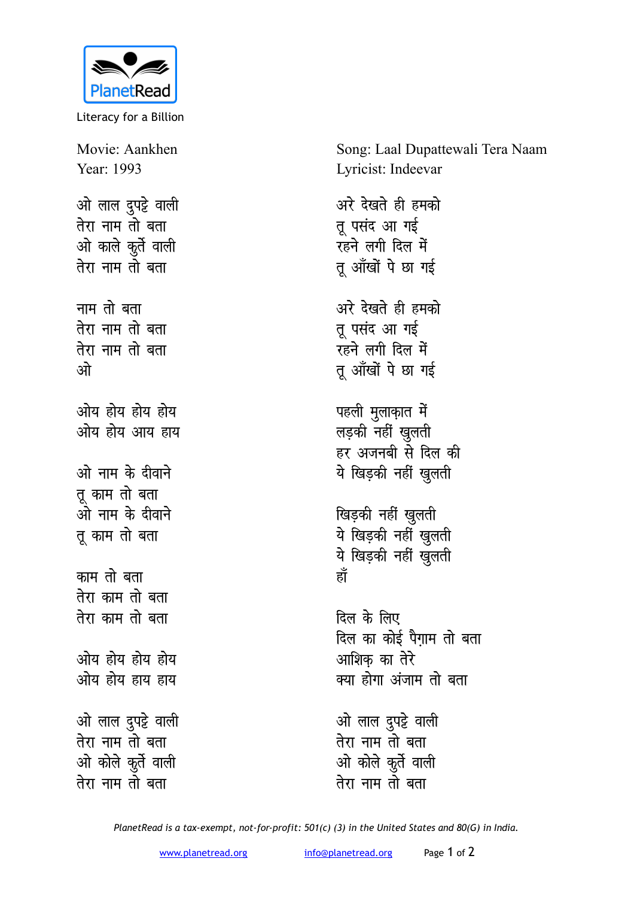PlanetRead

Literacy for a Billion

Movie: Aankhen
Year: 1993

Song: Laal Dupattewali Tera Naam
Lyricist: Indeevar

ओ लाल दुपट्टे वाली
तेरा नाम तो बता
ओ काले कुर्ते वाली
तेरा नाम तो बता

नाम तो बता
तेरा नाम तो बता
तेरा नाम तो बता
ओ

ओय होय होय होय
ओय होय आय हाय

ओ नाम के दीवाने
तू काम तो बता
ओ नाम के दीवाने
तू काम तो बता

काम तो बता
तेरा काम तो बता
तेरा काम तो बता

ओय होय होय होय
ओय होय हाय हाय

ओ लाल दुपट्टे वाली
तेरा नाम तो बता
ओ कोले कुर्ते वाली
तेरा नाम तो बता

अरे देखते ही हमको
तू पसंद आ गई
रहने लगी दिल में
तू आँखों पे छा गई

अरे देखते ही हमको
तू पसंद आ गई
रहने लगी दिल में
तू आँखों पे छा गई

पहली मुलाक़ात में
लड़की नहीं खुलती
हर अजनबी से दिल की
ये खिड़की नहीं खुलती

खिड़की नहीं खुलती
ये खिड़की नहीं खुलती
ये खिड़की नहीं खुलती
हाँ

दिल के लिए
दिल का कोई पैग़ाम तो बता
आशिक़ का तेरे
क्या होगा अंजाम तो बता

ओ लाल दुपट्टे वाली
तेरा नाम तो बता
ओ कोले कुर्ते वाली
तेरा नाम तो बता

*PlanetRead is a tax-exempt, not-for-profit: 501(c) (3) in the United States and 80(G) in India.*

www.planetread.org info@planetread.org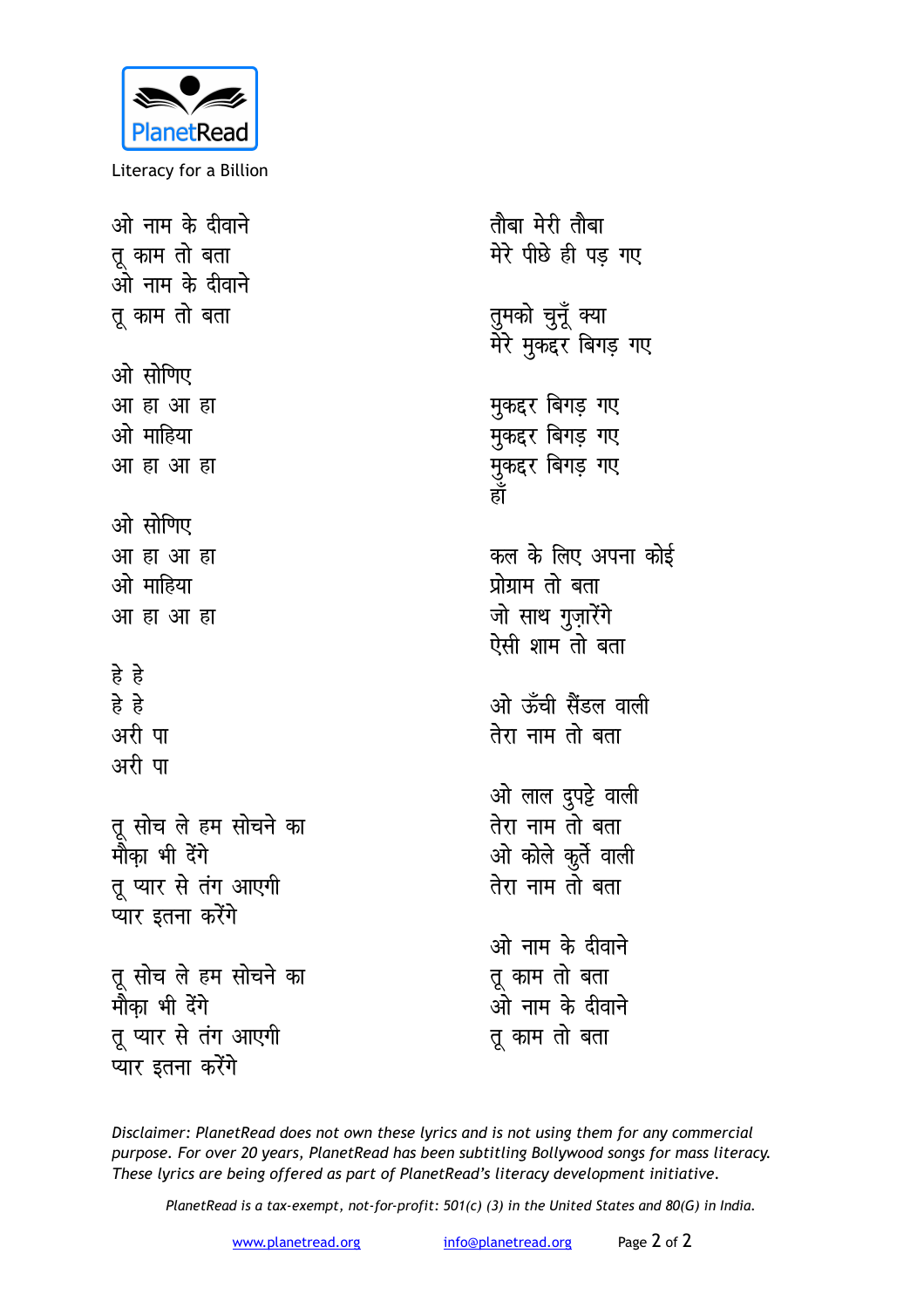Literacy for a Billion

ओ नाम के दीवाने
तू काम तो बता
ओ नाम के दीवाने
तू काम तो बता

ओ सोणिए
आ हा आ हा
ओ माहिया
आ हा आ हा

ओ सोणिए
आ हा आ हा
ओ माहिया
आ हा आ हा

हे हे
हे हे
अरी पा
अरी पा

तू सोच ले हम सोचने का
मौक़ा भी देंगे
तू प्यार से तंग आएगी
प्यार इतना करेंगे

तू सोच ले हम सोचने का
मौक़ा भी देंगे
तू प्यार से तंग आएगी
प्यार इतना करेंगे

तौबा मेरी तौबा
मेरे पीछे ही पड़ गए

तुमको चुनूँ क्या
मेरे मुकद्दर बिगड़ गए

मुकद्दर बिगड़ गए
मुकद्दर बिगड़ गए
मुकद्दर बिगड़ गए
हाँ

कल के लिए अपना कोई
प्रोग्राम तो बता
जो साथ गुज़ारेंगे
ऐसी शाम तो बता

ओ ऊँची सैंडल वाली
तेरा नाम तो बता

ओ लाल दुपट्टे वाली
तेरा नाम तो बता
ओ कोले कुर्ते वाली
तेरा नाम तो बता

ओ नाम के दीवाने
तू काम तो बता
ओ नाम के दीवाने
तू काम तो बता

*Disclaimer: PlanetRead does not own these lyrics and is not using them for any commercial purpose. For over 20 years, PlanetRead has been subtitling Bollywood songs for mass literacy. These lyrics are being offered as part of PlanetRead's literacy development initiative.*

*PlanetRead is a tax-exempt, not-for-profit: 501(c) (3) in the United States and 80(G) in India.*

www.planetread.org info@planetread.org